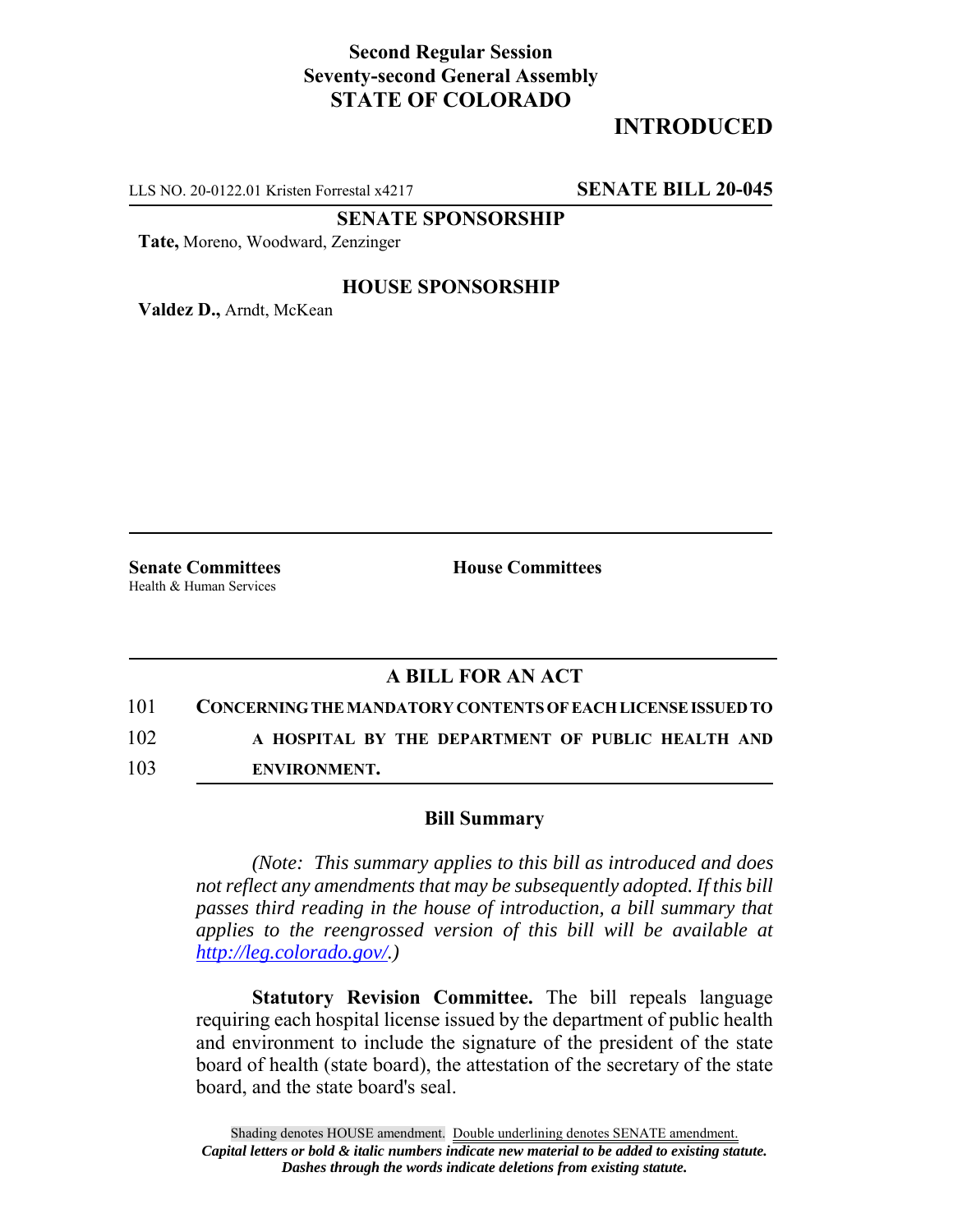**Second Regular Session**
**Seventy-second General Assembly**
**STATE OF COLORADO**

# INTRODUCED

LLS NO. 20-0122.01 Kristen Forrestal x4217 **SENATE BILL 20-045**

**SENATE SPONSORSHIP**

**Tate,** Moreno, Woodward, Zenzinger

**HOUSE SPONSORSHIP**

**Valdez D.,** Arndt, McKean

**Senate Committees**
Health & Human Services

**House Committees**

## A BILL FOR AN ACT

101 **CONCERNING THE MANDATORY CONTENTS OF EACH LICENSE ISSUED TO**
102 **A HOSPITAL BY THE DEPARTMENT OF PUBLIC HEALTH AND**
103 **ENVIRONMENT.**

### Bill Summary

*(Note: This summary applies to this bill as introduced and does not reflect any amendments that may be subsequently adopted. If this bill passes third reading in the house of introduction, a bill summary that applies to the reengrossed version of this bill will be available at http://leg.colorado.gov/.)*

**Statutory Revision Committee.** The bill repeals language requiring each hospital license issued by the department of public health and environment to include the signature of the president of the state board of health (state board), the attestation of the secretary of the state board, and the state board's seal.

Shading denotes HOUSE amendment. Double underlining denotes SENATE amendment.
*Capital letters or bold & italic numbers indicate new material to be added to existing statute.*
*Dashes through the words indicate deletions from existing statute.*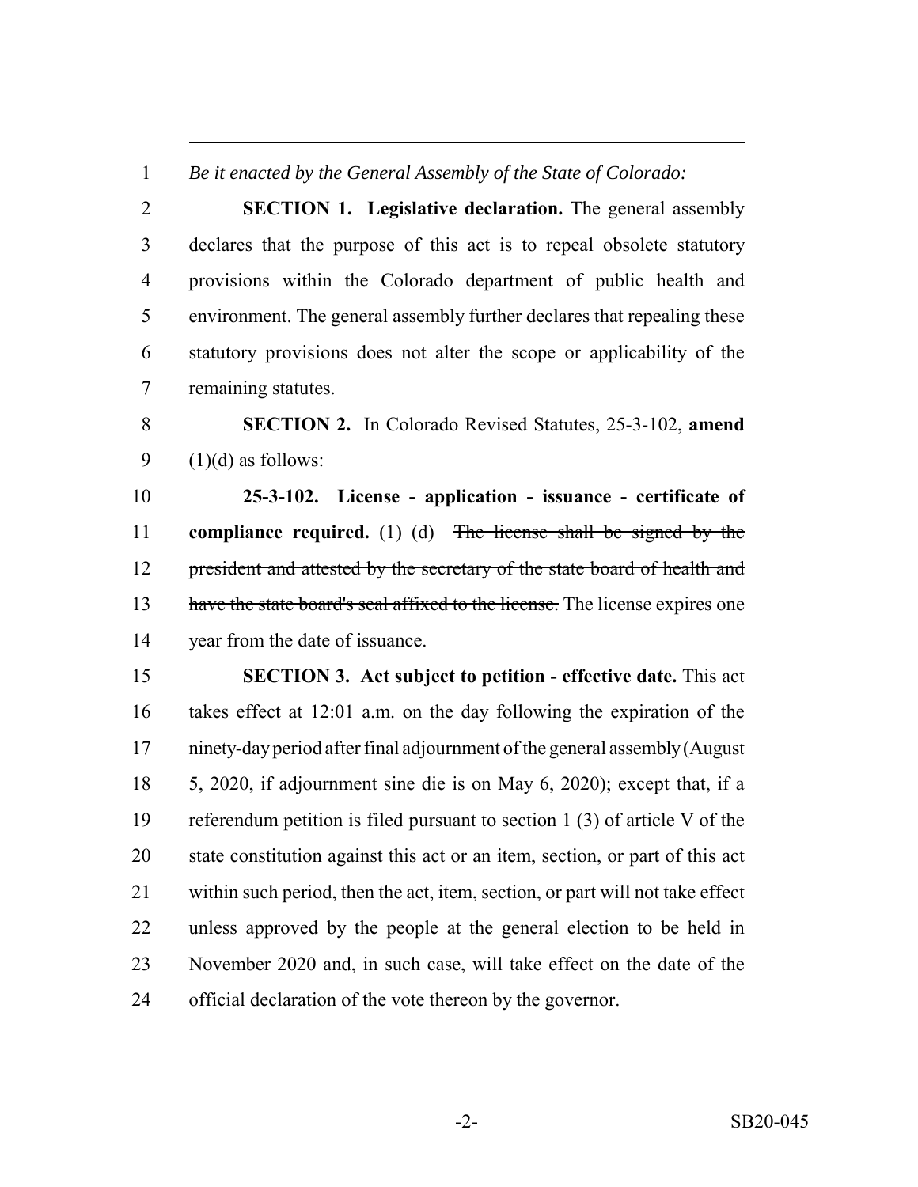*Be it enacted by the General Assembly of the State of Colorado:*

**SECTION 1. Legislative declaration.** The general assembly declares that the purpose of this act is to repeal obsolete statutory provisions within the Colorado department of public health and environment. The general assembly further declares that repealing these statutory provisions does not alter the scope or applicability of the remaining statutes.

**SECTION 2.** In Colorado Revised Statutes, 25-3-102, **amend** (1)(d) as follows:

**25-3-102. License - application - issuance - certificate of compliance required.** (1) (d) ~~The license shall be signed by the president and attested by the secretary of the state board of health and have the state board's seal affixed to the license.~~ The license expires one year from the date of issuance.

**SECTION 3. Act subject to petition - effective date.** This act takes effect at 12:01 a.m. on the day following the expiration of the ninety-day period after final adjournment of the general assembly (August 5, 2020, if adjournment sine die is on May 6, 2020); except that, if a referendum petition is filed pursuant to section 1 (3) of article V of the state constitution against this act or an item, section, or part of this act within such period, then the act, item, section, or part will not take effect unless approved by the people at the general election to be held in November 2020 and, in such case, will take effect on the date of the official declaration of the vote thereon by the governor.